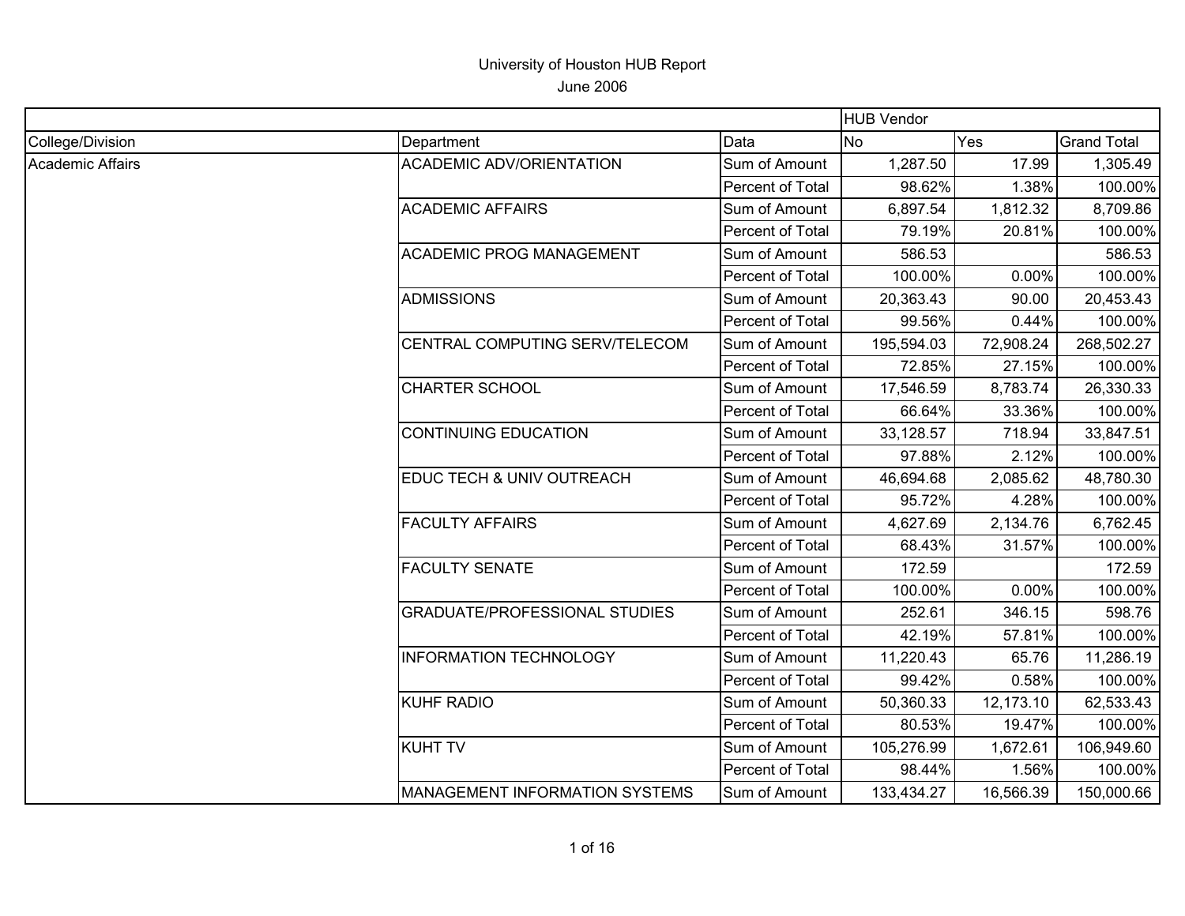University of Houston HUB Report

June 2006

| | | | HUB Vendor | | |
|---|---|---|---|---|---|
| College/Division | Department | Data | No | Yes | Grand Total |
| Academic Affairs | ACADEMIC ADV/ORIENTATION | Sum of Amount | 1,287.50 | 17.99 | 1,305.49 |
| | | Percent of Total | 98.62% | 1.38% | 100.00% |
| | ACADEMIC AFFAIRS | Sum of Amount | 6,897.54 | 1,812.32 | 8,709.86 |
| | | Percent of Total | 79.19% | 20.81% | 100.00% |
| | ACADEMIC PROG MANAGEMENT | Sum of Amount | 586.53 | | 586.53 |
| | | Percent of Total | 100.00% | 0.00% | 100.00% |
| | ADMISSIONS | Sum of Amount | 20,363.43 | 90.00 | 20,453.43 |
| | | Percent of Total | 99.56% | 0.44% | 100.00% |
| | CENTRAL COMPUTING SERV/TELECOM | Sum of Amount | 195,594.03 | 72,908.24 | 268,502.27 |
| | | Percent of Total | 72.85% | 27.15% | 100.00% |
| | CHARTER SCHOOL | Sum of Amount | 17,546.59 | 8,783.74 | 26,330.33 |
| | | Percent of Total | 66.64% | 33.36% | 100.00% |
| | CONTINUING EDUCATION | Sum of Amount | 33,128.57 | 718.94 | 33,847.51 |
| | | Percent of Total | 97.88% | 2.12% | 100.00% |
| | EDUC TECH & UNIV OUTREACH | Sum of Amount | 46,694.68 | 2,085.62 | 48,780.30 |
| | | Percent of Total | 95.72% | 4.28% | 100.00% |
| | FACULTY AFFAIRS | Sum of Amount | 4,627.69 | 2,134.76 | 6,762.45 |
| | | Percent of Total | 68.43% | 31.57% | 100.00% |
| | FACULTY SENATE | Sum of Amount | 172.59 | | 172.59 |
| | | Percent of Total | 100.00% | 0.00% | 100.00% |
| | GRADUATE/PROFESSIONAL STUDIES | Sum of Amount | 252.61 | 346.15 | 598.76 |
| | | Percent of Total | 42.19% | 57.81% | 100.00% |
| | INFORMATION TECHNOLOGY | Sum of Amount | 11,220.43 | 65.76 | 11,286.19 |
| | | Percent of Total | 99.42% | 0.58% | 100.00% |
| | KUHF RADIO | Sum of Amount | 50,360.33 | 12,173.10 | 62,533.43 |
| | | Percent of Total | 80.53% | 19.47% | 100.00% |
| | KUHT TV | Sum of Amount | 105,276.99 | 1,672.61 | 106,949.60 |
| | | Percent of Total | 98.44% | 1.56% | 100.00% |
| | MANAGEMENT INFORMATION SYSTEMS | Sum of Amount | 133,434.27 | 16,566.39 | 150,000.66 |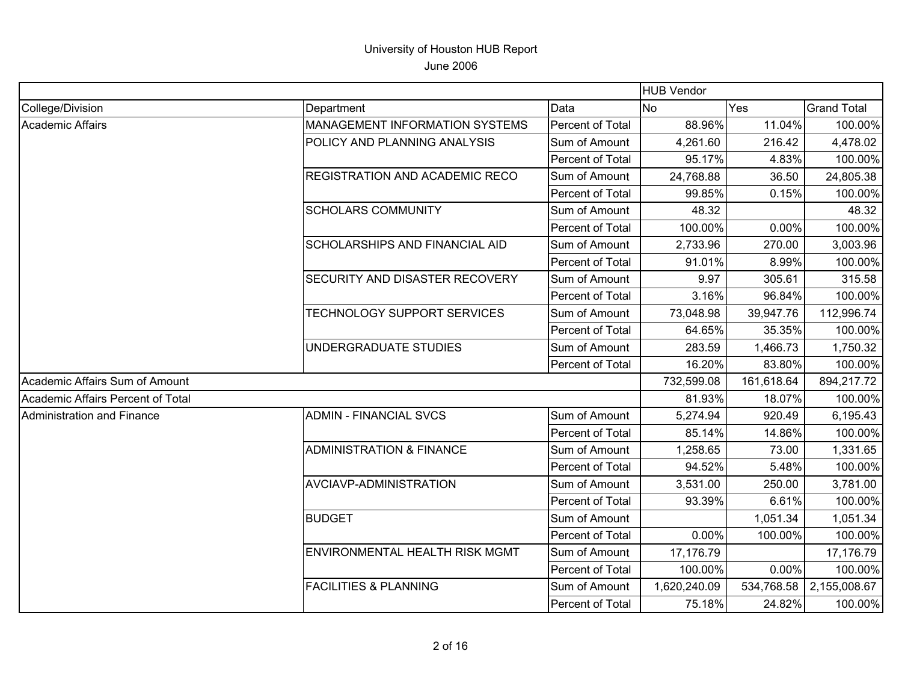University of Houston HUB Report
June 2006

| | | | HUB Vendor | | |
|---|---|---|---|---|---|
| College/Division | Department | Data | No | Yes | Grand Total |
| Academic Affairs | MANAGEMENT INFORMATION SYSTEMS | Percent of Total | 88.96% | 11.04% | 100.00% |
| | POLICY AND PLANNING ANALYSIS | Sum of Amount | 4,261.60 | 216.42 | 4,478.02 |
| | | Percent of Total | 95.17% | 4.83% | 100.00% |
| | REGISTRATION AND ACADEMIC RECO | Sum of Amount | 24,768.88 | 36.50 | 24,805.38 |
| | | Percent of Total | 99.85% | 0.15% | 100.00% |
| | SCHOLARS COMMUNITY | Sum of Amount | 48.32 | | 48.32 |
| | | Percent of Total | 100.00% | 0.00% | 100.00% |
| | SCHOLARSHIPS AND FINANCIAL AID | Sum of Amount | 2,733.96 | 270.00 | 3,003.96 |
| | | Percent of Total | 91.01% | 8.99% | 100.00% |
| | SECURITY AND DISASTER RECOVERY | Sum of Amount | 9.97 | 305.61 | 315.58 |
| | | Percent of Total | 3.16% | 96.84% | 100.00% |
| | TECHNOLOGY SUPPORT SERVICES | Sum of Amount | 73,048.98 | 39,947.76 | 112,996.74 |
| | | Percent of Total | 64.65% | 35.35% | 100.00% |
| | UNDERGRADUATE STUDIES | Sum of Amount | 283.59 | 1,466.73 | 1,750.32 |
| | | Percent of Total | 16.20% | 83.80% | 100.00% |
| Academic Affairs Sum of Amount | | | 732,599.08 | 161,618.64 | 894,217.72 |
| Academic Affairs Percent of Total | | | 81.93% | 18.07% | 100.00% |
| Administration and Finance | ADMIN - FINANCIAL SVCS | Sum of Amount | 5,274.94 | 920.49 | 6,195.43 |
| | | Percent of Total | 85.14% | 14.86% | 100.00% |
| | ADMINISTRATION & FINANCE | Sum of Amount | 1,258.65 | 73.00 | 1,331.65 |
| | | Percent of Total | 94.52% | 5.48% | 100.00% |
| | AVCIAVP-ADMINISTRATION | Sum of Amount | 3,531.00 | 250.00 | 3,781.00 |
| | | Percent of Total | 93.39% | 6.61% | 100.00% |
| | BUDGET | Sum of Amount | | 1,051.34 | 1,051.34 |
| | | Percent of Total | 0.00% | 100.00% | 100.00% |
| | ENVIRONMENTAL HEALTH RISK MGMT | Sum of Amount | 17,176.79 | | 17,176.79 |
| | | Percent of Total | 100.00% | 0.00% | 100.00% |
| | FACILITIES & PLANNING | Sum of Amount | 1,620,240.09 | 534,768.58 | 2,155,008.67 |
| | | Percent of Total | 75.18% | 24.82% | 100.00% |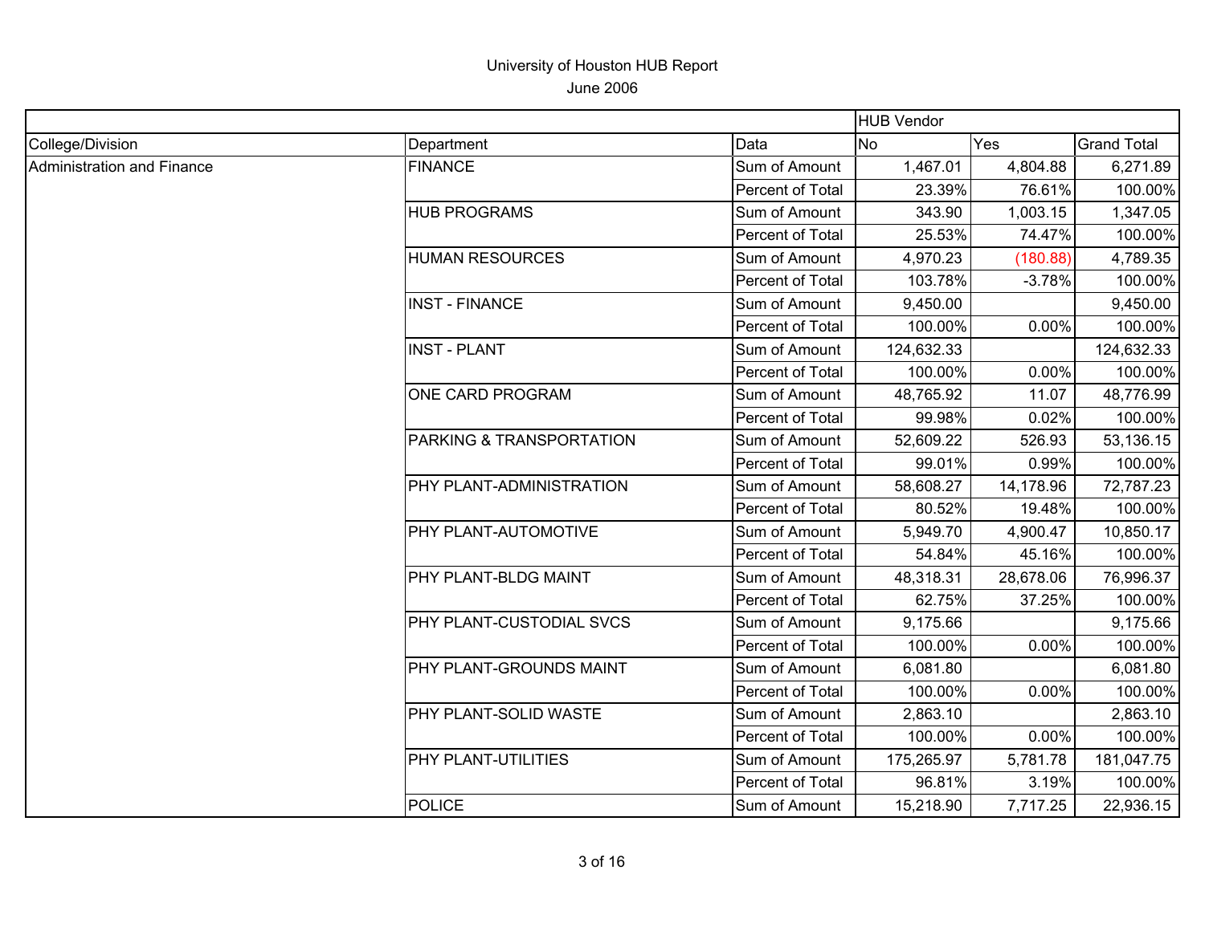University of Houston HUB Report

June 2006

| | | | HUB Vendor | | |
|---|---|---|---|---|---|
| College/Division | Department | Data | No | Yes | Grand Total |
| Administration and Finance | FINANCE | Sum of Amount | 1,467.01 | 4,804.88 | 6,271.89 |
| | | Percent of Total | 23.39% | 76.61% | 100.00% |
| | HUB PROGRAMS | Sum of Amount | 343.90 | 1,003.15 | 1,347.05 |
| | | Percent of Total | 25.53% | 74.47% | 100.00% |
| | HUMAN RESOURCES | Sum of Amount | 4,970.23 | (180.88) | 4,789.35 |
| | | Percent of Total | 103.78% | -3.78% | 100.00% |
| | INST - FINANCE | Sum of Amount | 9,450.00 | | 9,450.00 |
| | | Percent of Total | 100.00% | 0.00% | 100.00% |
| | INST - PLANT | Sum of Amount | 124,632.33 | | 124,632.33 |
| | | Percent of Total | 100.00% | 0.00% | 100.00% |
| | ONE CARD PROGRAM | Sum of Amount | 48,765.92 | 11.07 | 48,776.99 |
| | | Percent of Total | 99.98% | 0.02% | 100.00% |
| | PARKING & TRANSPORTATION | Sum of Amount | 52,609.22 | 526.93 | 53,136.15 |
| | | Percent of Total | 99.01% | 0.99% | 100.00% |
| | PHY PLANT-ADMINISTRATION | Sum of Amount | 58,608.27 | 14,178.96 | 72,787.23 |
| | | Percent of Total | 80.52% | 19.48% | 100.00% |
| | PHY PLANT-AUTOMOTIVE | Sum of Amount | 5,949.70 | 4,900.47 | 10,850.17 |
| | | Percent of Total | 54.84% | 45.16% | 100.00% |
| | PHY PLANT-BLDG MAINT | Sum of Amount | 48,318.31 | 28,678.06 | 76,996.37 |
| | | Percent of Total | 62.75% | 37.25% | 100.00% |
| | PHY PLANT-CUSTODIAL SVCS | Sum of Amount | 9,175.66 | | 9,175.66 |
| | | Percent of Total | 100.00% | 0.00% | 100.00% |
| | PHY PLANT-GROUNDS MAINT | Sum of Amount | 6,081.80 | | 6,081.80 |
| | | Percent of Total | 100.00% | 0.00% | 100.00% |
| | PHY PLANT-SOLID WASTE | Sum of Amount | 2,863.10 | | 2,863.10 |
| | | Percent of Total | 100.00% | 0.00% | 100.00% |
| | PHY PLANT-UTILITIES | Sum of Amount | 175,265.97 | 5,781.78 | 181,047.75 |
| | | Percent of Total | 96.81% | 3.19% | 100.00% |
| | POLICE | Sum of Amount | 15,218.90 | 7,717.25 | 22,936.15 |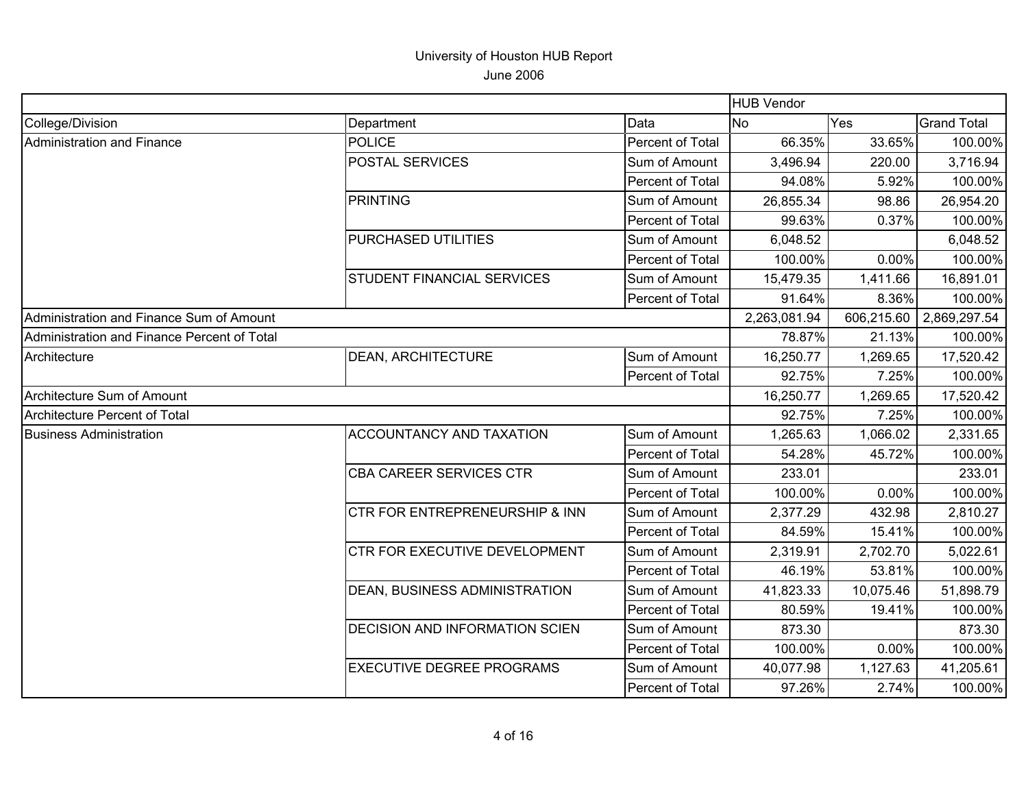University of Houston HUB Report

June 2006

| | | | HUB Vendor | | |
|---|---|---|---|---|---|
| College/Division | Department | Data | No | Yes | Grand Total |
| Administration and Finance | POLICE | Percent of Total | 66.35% | 33.65% | 100.00% |
| | POSTAL SERVICES | Sum of Amount | 3,496.94 | 220.00 | 3,716.94 |
| | | Percent of Total | 94.08% | 5.92% | 100.00% |
| | PRINTING | Sum of Amount | 26,855.34 | 98.86 | 26,954.20 |
| | | Percent of Total | 99.63% | 0.37% | 100.00% |
| | PURCHASED UTILITIES | Sum of Amount | 6,048.52 | | 6,048.52 |
| | | Percent of Total | 100.00% | 0.00% | 100.00% |
| | STUDENT FINANCIAL SERVICES | Sum of Amount | 15,479.35 | 1,411.66 | 16,891.01 |
| | | Percent of Total | 91.64% | 8.36% | 100.00% |
| Administration and Finance Sum of Amount | | | 2,263,081.94 | 606,215.60 | 2,869,297.54 |
| Administration and Finance Percent of Total | | | 78.87% | 21.13% | 100.00% |
| Architecture | DEAN, ARCHITECTURE | Sum of Amount | 16,250.77 | 1,269.65 | 17,520.42 |
| | | Percent of Total | 92.75% | 7.25% | 100.00% |
| Architecture Sum of Amount | | | 16,250.77 | 1,269.65 | 17,520.42 |
| Architecture Percent of Total | | | 92.75% | 7.25% | 100.00% |
| Business Administration | ACCOUNTANCY AND TAXATION | Sum of Amount | 1,265.63 | 1,066.02 | 2,331.65 |
| | | Percent of Total | 54.28% | 45.72% | 100.00% |
| | CBA CAREER SERVICES CTR | Sum of Amount | 233.01 | | 233.01 |
| | | Percent of Total | 100.00% | 0.00% | 100.00% |
| | CTR FOR ENTREPRENEURSHIP & INN | Sum of Amount | 2,377.29 | 432.98 | 2,810.27 |
| | | Percent of Total | 84.59% | 15.41% | 100.00% |
| | CTR FOR EXECUTIVE DEVELOPMENT | Sum of Amount | 2,319.91 | 2,702.70 | 5,022.61 |
| | | Percent of Total | 46.19% | 53.81% | 100.00% |
| | DEAN, BUSINESS ADMINISTRATION | Sum of Amount | 41,823.33 | 10,075.46 | 51,898.79 |
| | | Percent of Total | 80.59% | 19.41% | 100.00% |
| | DECISION AND INFORMATION SCIEN | Sum of Amount | 873.30 | | 873.30 |
| | | Percent of Total | 100.00% | 0.00% | 100.00% |
| | EXECUTIVE DEGREE PROGRAMS | Sum of Amount | 40,077.98 | 1,127.63 | 41,205.61 |
| | | Percent of Total | 97.26% | 2.74% | 100.00% |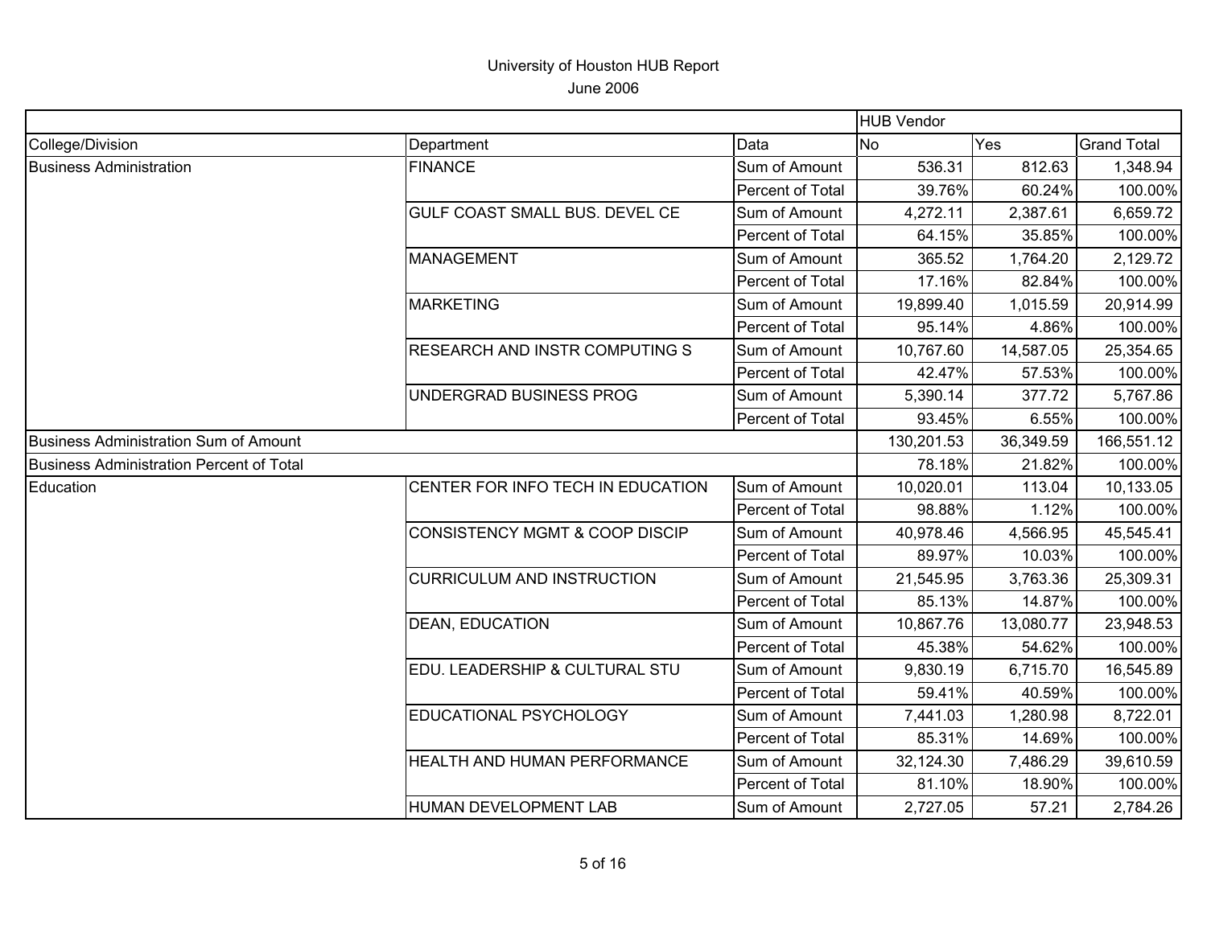University of Houston HUB Report

June 2006

| | | | HUB Vendor | | |
|---|---|---|---|---|---|
| College/Division | Department | Data | No | Yes | Grand Total |
| Business Administration | FINANCE | Sum of Amount | 536.31 | 812.63 | 1,348.94 |
| | | Percent of Total | 39.76% | 60.24% | 100.00% |
| | GULF COAST SMALL BUS. DEVEL CE | Sum of Amount | 4,272.11 | 2,387.61 | 6,659.72 |
| | | Percent of Total | 64.15% | 35.85% | 100.00% |
| | MANAGEMENT | Sum of Amount | 365.52 | 1,764.20 | 2,129.72 |
| | | Percent of Total | 17.16% | 82.84% | 100.00% |
| | MARKETING | Sum of Amount | 19,899.40 | 1,015.59 | 20,914.99 |
| | | Percent of Total | 95.14% | 4.86% | 100.00% |
| | RESEARCH AND INSTR COMPUTING S | Sum of Amount | 10,767.60 | 14,587.05 | 25,354.65 |
| | | Percent of Total | 42.47% | 57.53% | 100.00% |
| | UNDERGRAD BUSINESS PROG | Sum of Amount | 5,390.14 | 377.72 | 5,767.86 |
| | | Percent of Total | 93.45% | 6.55% | 100.00% |
| Business Administration Sum of Amount | | | 130,201.53 | 36,349.59 | 166,551.12 |
| Business Administration Percent of Total | | | 78.18% | 21.82% | 100.00% |
| Education | CENTER FOR INFO TECH IN EDUCATION | Sum of Amount | 10,020.01 | 113.04 | 10,133.05 |
| | | Percent of Total | 98.88% | 1.12% | 100.00% |
| | CONSISTENCY MGMT & COOP DISCIP | Sum of Amount | 40,978.46 | 4,566.95 | 45,545.41 |
| | | Percent of Total | 89.97% | 10.03% | 100.00% |
| | CURRICULUM AND INSTRUCTION | Sum of Amount | 21,545.95 | 3,763.36 | 25,309.31 |
| | | Percent of Total | 85.13% | 14.87% | 100.00% |
| | DEAN, EDUCATION | Sum of Amount | 10,867.76 | 13,080.77 | 23,948.53 |
| | | Percent of Total | 45.38% | 54.62% | 100.00% |
| | EDU. LEADERSHIP & CULTURAL STU | Sum of Amount | 9,830.19 | 6,715.70 | 16,545.89 |
| | | Percent of Total | 59.41% | 40.59% | 100.00% |
| | EDUCATIONAL PSYCHOLOGY | Sum of Amount | 7,441.03 | 1,280.98 | 8,722.01 |
| | | Percent of Total | 85.31% | 14.69% | 100.00% |
| | HEALTH AND HUMAN PERFORMANCE | Sum of Amount | 32,124.30 | 7,486.29 | 39,610.59 |
| | | Percent of Total | 81.10% | 18.90% | 100.00% |
| | HUMAN DEVELOPMENT LAB | Sum of Amount | 2,727.05 | 57.21 | 2,784.26 |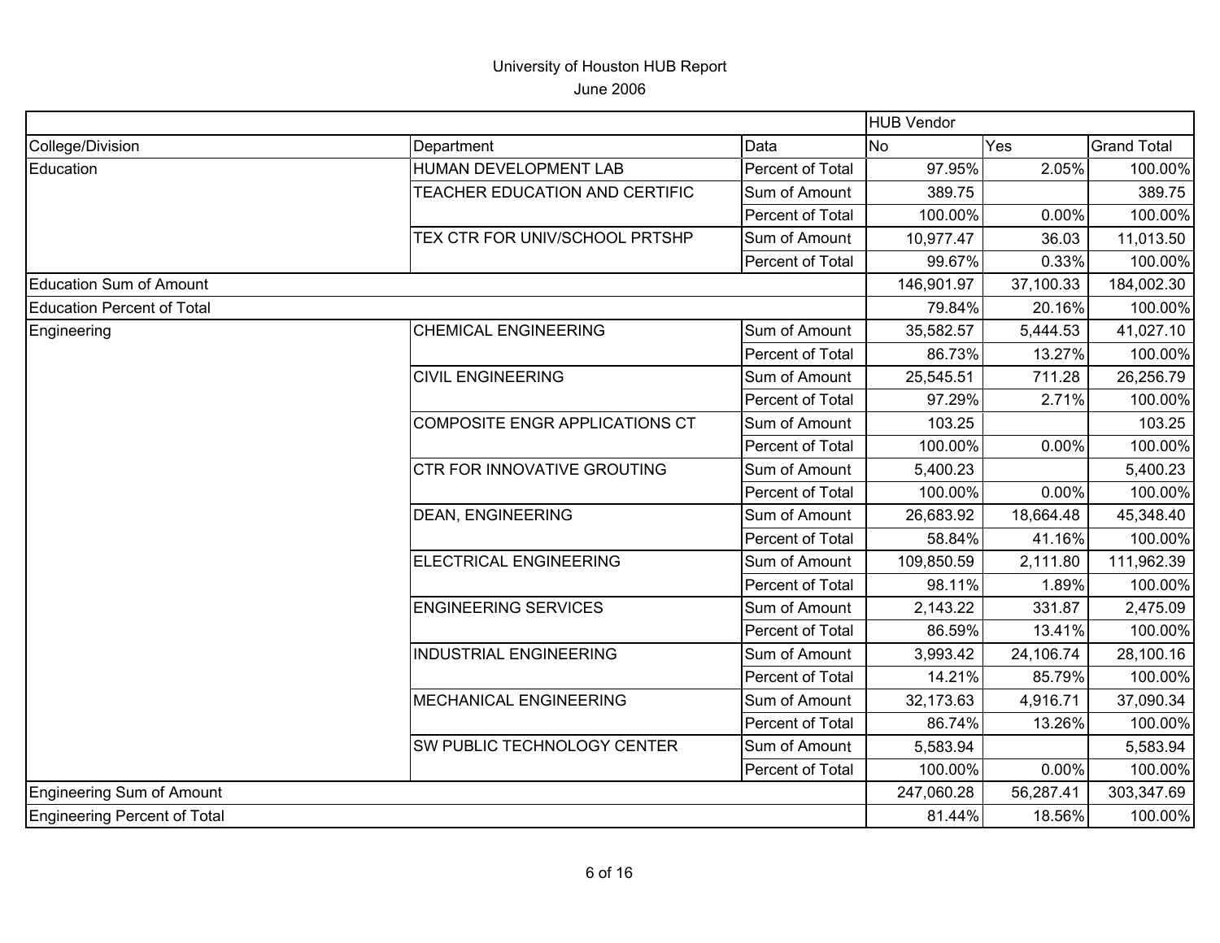# University of Houston HUB Report

June 2006

| | | | HUB Vendor | | |
|---|---|---|---|---|---|
| College/Division | Department | Data | No | Yes | Grand Total |
| Education | HUMAN DEVELOPMENT LAB | Percent of Total | 97.95% | 2.05% | 100.00% |
| | TEACHER EDUCATION AND CERTIFIC | Sum of Amount | 389.75 | | 389.75 |
| | | Percent of Total | 100.00% | 0.00% | 100.00% |
| | TEX CTR FOR UNIV/SCHOOL PRTSHP | Sum of Amount | 10,977.47 | 36.03 | 11,013.50 |
| | | Percent of Total | 99.67% | 0.33% | 100.00% |
| Education Sum of Amount | | | 146,901.97 | 37,100.33 | 184,002.30 |
| Education Percent of Total | | | 79.84% | 20.16% | 100.00% |
| Engineering | CHEMICAL ENGINEERING | Sum of Amount | 35,582.57 | 5,444.53 | 41,027.10 |
| | | Percent of Total | 86.73% | 13.27% | 100.00% |
| | CIVIL ENGINEERING | Sum of Amount | 25,545.51 | 711.28 | 26,256.79 |
| | | Percent of Total | 97.29% | 2.71% | 100.00% |
| | COMPOSITE ENGR APPLICATIONS CT | Sum of Amount | 103.25 | | 103.25 |
| | | Percent of Total | 100.00% | 0.00% | 100.00% |
| | CTR FOR INNOVATIVE GROUTING | Sum of Amount | 5,400.23 | | 5,400.23 |
| | | Percent of Total | 100.00% | 0.00% | 100.00% |
| | DEAN, ENGINEERING | Sum of Amount | 26,683.92 | 18,664.48 | 45,348.40 |
| | | Percent of Total | 58.84% | 41.16% | 100.00% |
| | ELECTRICAL ENGINEERING | Sum of Amount | 109,850.59 | 2,111.80 | 111,962.39 |
| | | Percent of Total | 98.11% | 1.89% | 100.00% |
| | ENGINEERING SERVICES | Sum of Amount | 2,143.22 | 331.87 | 2,475.09 |
| | | Percent of Total | 86.59% | 13.41% | 100.00% |
| | INDUSTRIAL ENGINEERING | Sum of Amount | 3,993.42 | 24,106.74 | 28,100.16 |
| | | Percent of Total | 14.21% | 85.79% | 100.00% |
| | MECHANICAL ENGINEERING | Sum of Amount | 32,173.63 | 4,916.71 | 37,090.34 |
| | | Percent of Total | 86.74% | 13.26% | 100.00% |
| | SW PUBLIC TECHNOLOGY CENTER | Sum of Amount | 5,583.94 | | 5,583.94 |
| | | Percent of Total | 100.00% | 0.00% | 100.00% |
| Engineering Sum of Amount | | | 247,060.28 | 56,287.41 | 303,347.69 |
| Engineering Percent of Total | | | 81.44% | 18.56% | 100.00% |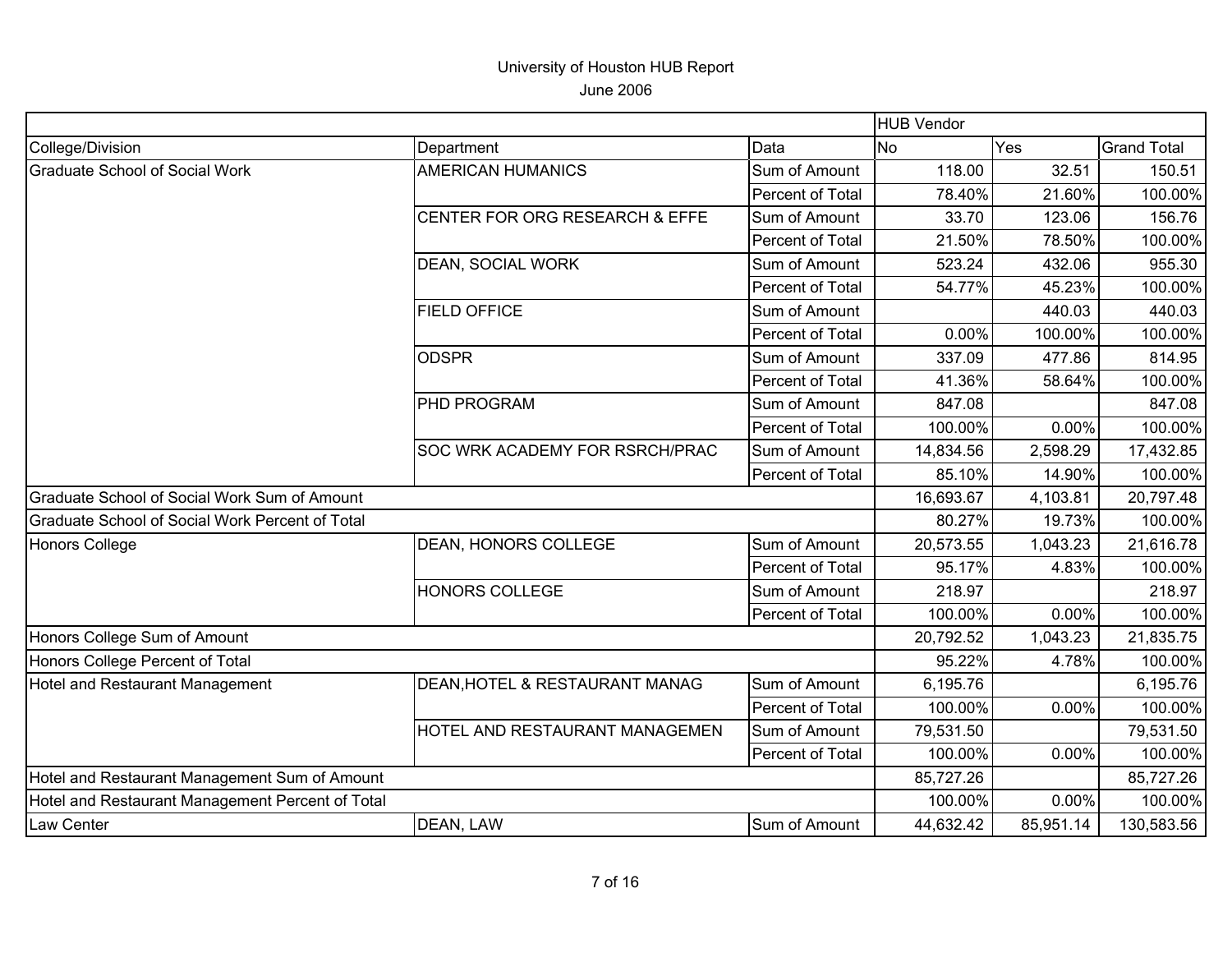University of Houston HUB Report

June 2006

| | | | HUB Vendor | | |
|---|---|---|---|---|---|
| College/Division | Department | Data | No | Yes | Grand Total |
| Graduate School of Social Work | AMERICAN HUMANICS | Sum of Amount | 118.00 | 32.51 | 150.51 |
| | | Percent of Total | 78.40% | 21.60% | 100.00% |
| | CENTER FOR ORG RESEARCH & EFFE | Sum of Amount | 33.70 | 123.06 | 156.76 |
| | | Percent of Total | 21.50% | 78.50% | 100.00% |
| | DEAN, SOCIAL WORK | Sum of Amount | 523.24 | 432.06 | 955.30 |
| | | Percent of Total | 54.77% | 45.23% | 100.00% |
| | FIELD OFFICE | Sum of Amount | | 440.03 | 440.03 |
| | | Percent of Total | 0.00% | 100.00% | 100.00% |
| | ODSPR | Sum of Amount | 337.09 | 477.86 | 814.95 |
| | | Percent of Total | 41.36% | 58.64% | 100.00% |
| | PHD PROGRAM | Sum of Amount | 847.08 | | 847.08 |
| | | Percent of Total | 100.00% | 0.00% | 100.00% |
| | SOC WRK ACADEMY FOR RSRCH/PRAC | Sum of Amount | 14,834.56 | 2,598.29 | 17,432.85 |
| | | Percent of Total | 85.10% | 14.90% | 100.00% |
| Graduate School of Social Work Sum of Amount | | | 16,693.67 | 4,103.81 | 20,797.48 |
| Graduate School of Social Work Percent of Total | | | 80.27% | 19.73% | 100.00% |
| Honors College | DEAN, HONORS COLLEGE | Sum of Amount | 20,573.55 | 1,043.23 | 21,616.78 |
| | | Percent of Total | 95.17% | 4.83% | 100.00% |
| | HONORS COLLEGE | Sum of Amount | 218.97 | | 218.97 |
| | | Percent of Total | 100.00% | 0.00% | 100.00% |
| Honors College Sum of Amount | | | 20,792.52 | 1,043.23 | 21,835.75 |
| Honors College Percent of Total | | | 95.22% | 4.78% | 100.00% |
| Hotel and Restaurant Management | DEAN,HOTEL & RESTAURANT MANAG | Sum of Amount | 6,195.76 | | 6,195.76 |
| | | Percent of Total | 100.00% | 0.00% | 100.00% |
| | HOTEL AND RESTAURANT MANAGEMEN | Sum of Amount | 79,531.50 | | 79,531.50 |
| | | Percent of Total | 100.00% | 0.00% | 100.00% |
| Hotel and Restaurant Management Sum of Amount | | | 85,727.26 | | 85,727.26 |
| Hotel and Restaurant Management Percent of Total | | | 100.00% | 0.00% | 100.00% |
| Law Center | DEAN, LAW | Sum of Amount | 44,632.42 | 85,951.14 | 130,583.56 |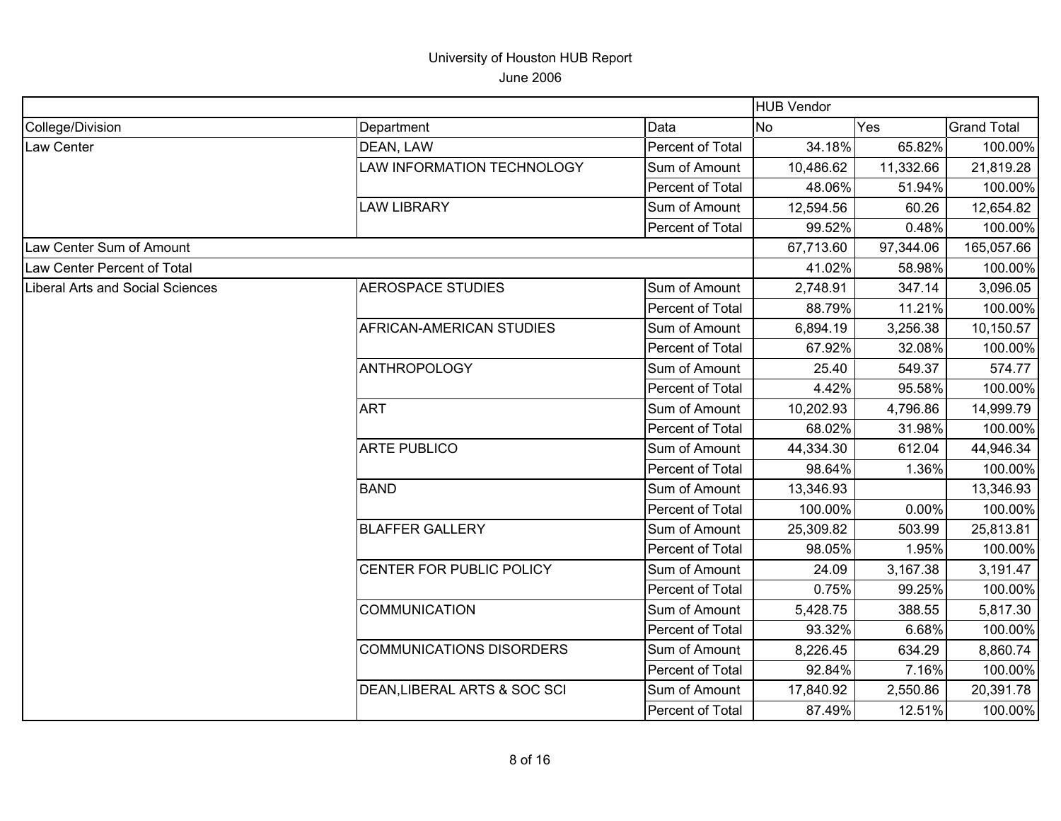# University of Houston HUB Report

June 2006

| | | | HUB Vendor | | |
|---|---|---|---|---|---|
| College/Division | Department | Data | No | Yes | Grand Total |
| Law Center | DEAN, LAW | Percent of Total | 34.18% | 65.82% | 100.00% |
| | LAW INFORMATION TECHNOLOGY | Sum of Amount | 10,486.62 | 11,332.66 | 21,819.28 |
| | | Percent of Total | 48.06% | 51.94% | 100.00% |
| | LAW LIBRARY | Sum of Amount | 12,594.56 | 60.26 | 12,654.82 |
| | | Percent of Total | 99.52% | 0.48% | 100.00% |
| Law Center Sum of Amount | | | 67,713.60 | 97,344.06 | 165,057.66 |
| Law Center Percent of Total | | | 41.02% | 58.98% | 100.00% |
| Liberal Arts and Social Sciences | AEROSPACE STUDIES | Sum of Amount | 2,748.91 | 347.14 | 3,096.05 |
| | | Percent of Total | 88.79% | 11.21% | 100.00% |
| | AFRICAN-AMERICAN STUDIES | Sum of Amount | 6,894.19 | 3,256.38 | 10,150.57 |
| | | Percent of Total | 67.92% | 32.08% | 100.00% |
| | ANTHROPOLOGY | Sum of Amount | 25.40 | 549.37 | 574.77 |
| | | Percent of Total | 4.42% | 95.58% | 100.00% |
| | ART | Sum of Amount | 10,202.93 | 4,796.86 | 14,999.79 |
| | | Percent of Total | 68.02% | 31.98% | 100.00% |
| | ARTE PUBLICO | Sum of Amount | 44,334.30 | 612.04 | 44,946.34 |
| | | Percent of Total | 98.64% | 1.36% | 100.00% |
| | BAND | Sum of Amount | 13,346.93 | | 13,346.93 |
| | | Percent of Total | 100.00% | 0.00% | 100.00% |
| | BLAFFER GALLERY | Sum of Amount | 25,309.82 | 503.99 | 25,813.81 |
| | | Percent of Total | 98.05% | 1.95% | 100.00% |
| | CENTER FOR PUBLIC POLICY | Sum of Amount | 24.09 | 3,167.38 | 3,191.47 |
| | | Percent of Total | 0.75% | 99.25% | 100.00% |
| | COMMUNICATION | Sum of Amount | 5,428.75 | 388.55 | 5,817.30 |
| | | Percent of Total | 93.32% | 6.68% | 100.00% |
| | COMMUNICATIONS DISORDERS | Sum of Amount | 8,226.45 | 634.29 | 8,860.74 |
| | | Percent of Total | 92.84% | 7.16% | 100.00% |
| | DEAN,LIBERAL ARTS & SOC SCI | Sum of Amount | 17,840.92 | 2,550.86 | 20,391.78 |
| | | Percent of Total | 87.49% | 12.51% | 100.00% |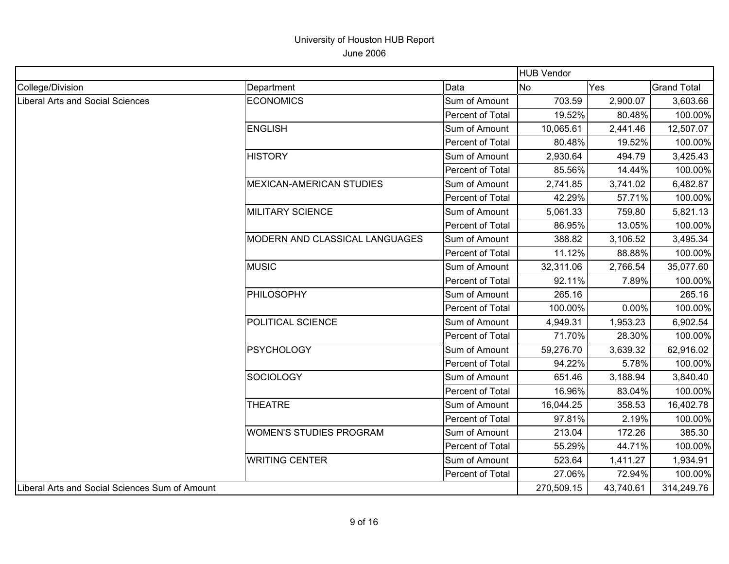University of Houston HUB Report

June 2006

| | | | HUB Vendor | | |
|---|---|---|---|---|---|
| College/Division | Department | Data | No | Yes | Grand Total |
| Liberal Arts and Social Sciences | ECONOMICS | Sum of Amount | 703.59 | 2,900.07 | 3,603.66 |
| | | Percent of Total | 19.52% | 80.48% | 100.00% |
| | ENGLISH | Sum of Amount | 10,065.61 | 2,441.46 | 12,507.07 |
| | | Percent of Total | 80.48% | 19.52% | 100.00% |
| | HISTORY | Sum of Amount | 2,930.64 | 494.79 | 3,425.43 |
| | | Percent of Total | 85.56% | 14.44% | 100.00% |
| | MEXICAN-AMERICAN STUDIES | Sum of Amount | 2,741.85 | 3,741.02 | 6,482.87 |
| | | Percent of Total | 42.29% | 57.71% | 100.00% |
| | MILITARY SCIENCE | Sum of Amount | 5,061.33 | 759.80 | 5,821.13 |
| | | Percent of Total | 86.95% | 13.05% | 100.00% |
| | MODERN AND CLASSICAL LANGUAGES | Sum of Amount | 388.82 | 3,106.52 | 3,495.34 |
| | | Percent of Total | 11.12% | 88.88% | 100.00% |
| | MUSIC | Sum of Amount | 32,311.06 | 2,766.54 | 35,077.60 |
| | | Percent of Total | 92.11% | 7.89% | 100.00% |
| | PHILOSOPHY | Sum of Amount | 265.16 | | 265.16 |
| | | Percent of Total | 100.00% | 0.00% | 100.00% |
| | POLITICAL SCIENCE | Sum of Amount | 4,949.31 | 1,953.23 | 6,902.54 |
| | | Percent of Total | 71.70% | 28.30% | 100.00% |
| | PSYCHOLOGY | Sum of Amount | 59,276.70 | 3,639.32 | 62,916.02 |
| | | Percent of Total | 94.22% | 5.78% | 100.00% |
| | SOCIOLOGY | Sum of Amount | 651.46 | 3,188.94 | 3,840.40 |
| | | Percent of Total | 16.96% | 83.04% | 100.00% |
| | THEATRE | Sum of Amount | 16,044.25 | 358.53 | 16,402.78 |
| | | Percent of Total | 97.81% | 2.19% | 100.00% |
| | WOMEN'S STUDIES PROGRAM | Sum of Amount | 213.04 | 172.26 | 385.30 |
| | | Percent of Total | 55.29% | 44.71% | 100.00% |
| | WRITING CENTER | Sum of Amount | 523.64 | 1,411.27 | 1,934.91 |
| | | Percent of Total | 27.06% | 72.94% | 100.00% |
| Liberal Arts and Social Sciences Sum of Amount | | | 270,509.15 | 43,740.61 | 314,249.76 |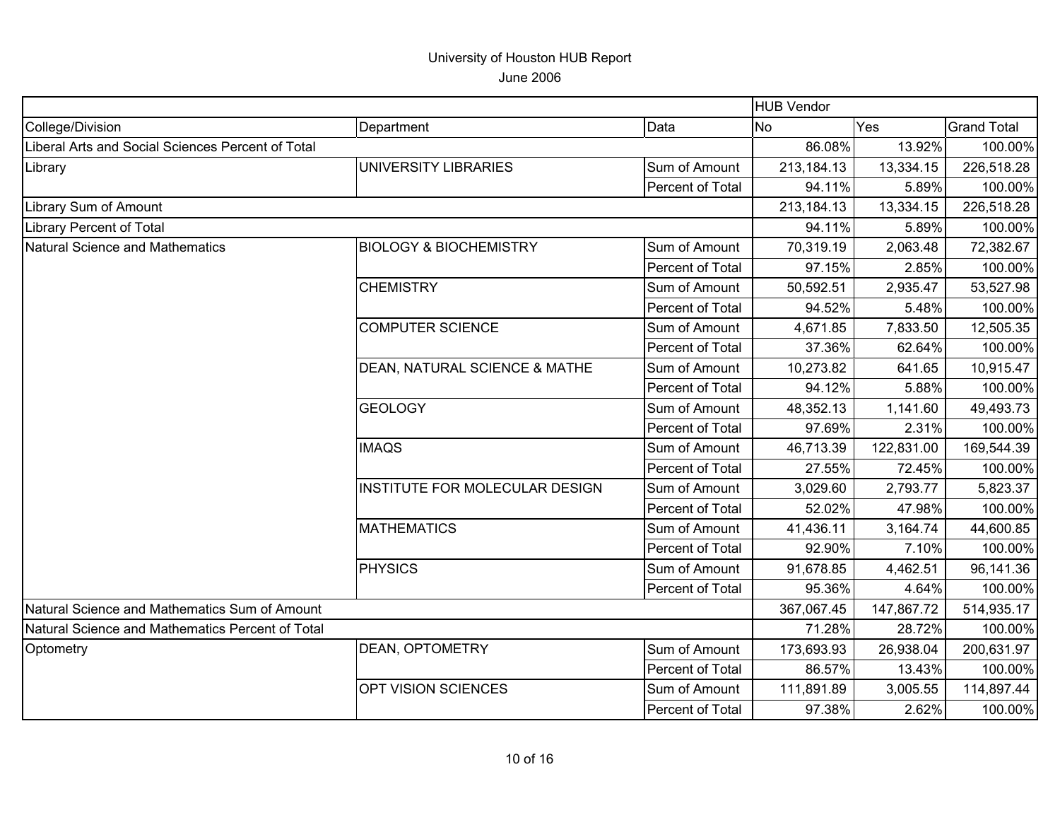# University of Houston HUB Report

June 2006

| | | | HUB Vendor | | |
|---|---|---|---|---|---|
| College/Division | Department | Data | No | Yes | Grand Total |
| Liberal Arts and Social Sciences Percent of Total | | | 86.08% | 13.92% | 100.00% |
| Library | UNIVERSITY LIBRARIES | Sum of Amount | 213,184.13 | 13,334.15 | 226,518.28 |
| | | Percent of Total | 94.11% | 5.89% | 100.00% |
| Library Sum of Amount | | | 213,184.13 | 13,334.15 | 226,518.28 |
| Library Percent of Total | | | 94.11% | 5.89% | 100.00% |
| Natural Science and Mathematics | BIOLOGY & BIOCHEMISTRY | Sum of Amount | 70,319.19 | 2,063.48 | 72,382.67 |
| | | Percent of Total | 97.15% | 2.85% | 100.00% |
| | CHEMISTRY | Sum of Amount | 50,592.51 | 2,935.47 | 53,527.98 |
| | | Percent of Total | 94.52% | 5.48% | 100.00% |
| | COMPUTER SCIENCE | Sum of Amount | 4,671.85 | 7,833.50 | 12,505.35 |
| | | Percent of Total | 37.36% | 62.64% | 100.00% |
| | DEAN, NATURAL SCIENCE & MATHE | Sum of Amount | 10,273.82 | 641.65 | 10,915.47 |
| | | Percent of Total | 94.12% | 5.88% | 100.00% |
| | GEOLOGY | Sum of Amount | 48,352.13 | 1,141.60 | 49,493.73 |
| | | Percent of Total | 97.69% | 2.31% | 100.00% |
| | IMAQS | Sum of Amount | 46,713.39 | 122,831.00 | 169,544.39 |
| | | Percent of Total | 27.55% | 72.45% | 100.00% |
| | INSTITUTE FOR MOLECULAR DESIGN | Sum of Amount | 3,029.60 | 2,793.77 | 5,823.37 |
| | | Percent of Total | 52.02% | 47.98% | 100.00% |
| | MATHEMATICS | Sum of Amount | 41,436.11 | 3,164.74 | 44,600.85 |
| | | Percent of Total | 92.90% | 7.10% | 100.00% |
| | PHYSICS | Sum of Amount | 91,678.85 | 4,462.51 | 96,141.36 |
| | | Percent of Total | 95.36% | 4.64% | 100.00% |
| Natural Science and Mathematics Sum of Amount | | | 367,067.45 | 147,867.72 | 514,935.17 |
| Natural Science and Mathematics Percent of Total | | | 71.28% | 28.72% | 100.00% |
| Optometry | DEAN, OPTOMETRY | Sum of Amount | 173,693.93 | 26,938.04 | 200,631.97 |
| | | Percent of Total | 86.57% | 13.43% | 100.00% |
| | OPT VISION SCIENCES | Sum of Amount | 111,891.89 | 3,005.55 | 114,897.44 |
| | | Percent of Total | 97.38% | 2.62% | 100.00% |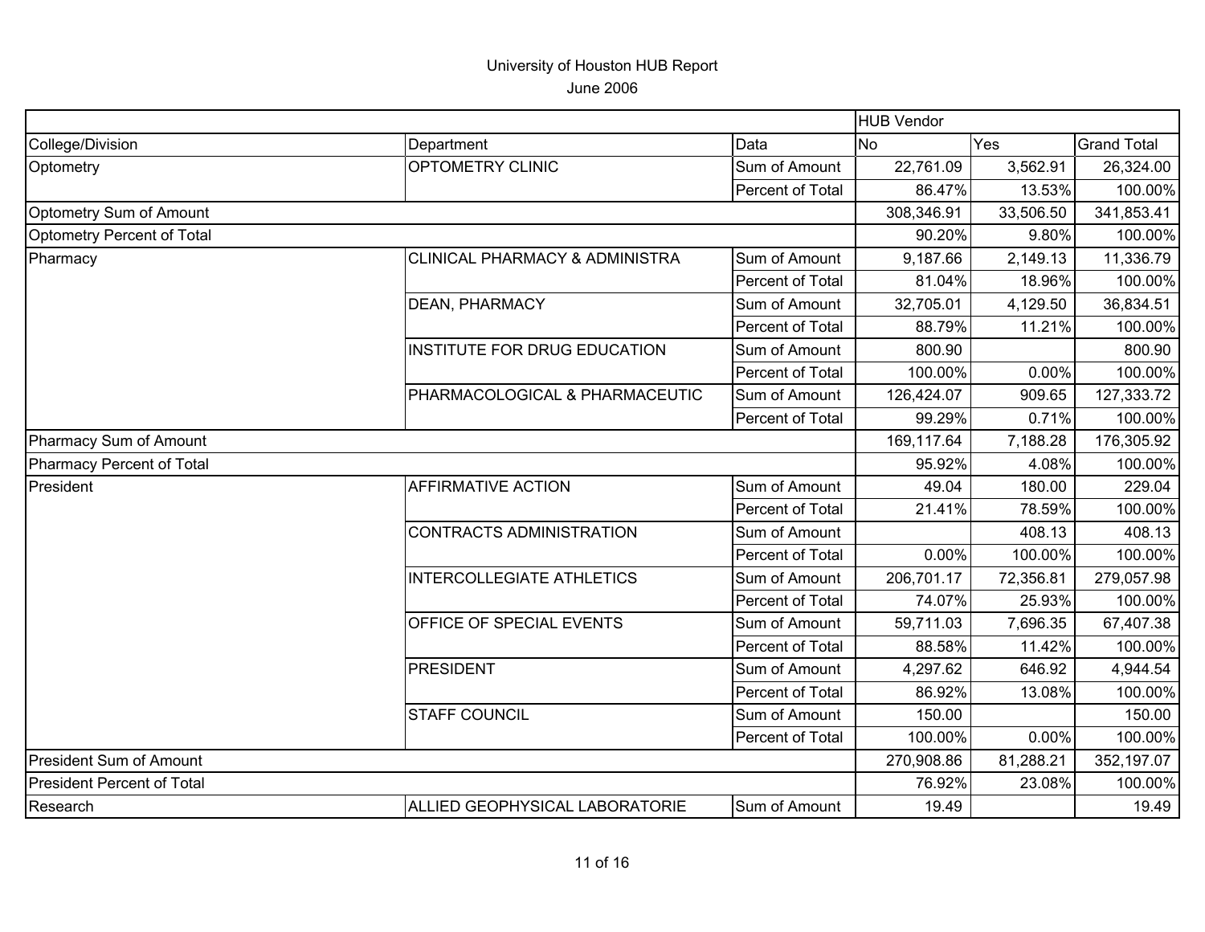# University of Houston HUB Report

June 2006

| | | | HUB Vendor | | |
|---|---|---|---|---|---|
| College/Division | Department | Data | No | Yes | Grand Total |
| Optometry | OPTOMETRY CLINIC | Sum of Amount | 22,761.09 | 3,562.91 | 26,324.00 |
| | | Percent of Total | 86.47% | 13.53% | 100.00% |
| Optometry Sum of Amount | | | 308,346.91 | 33,506.50 | 341,853.41 |
| Optometry Percent of Total | | | 90.20% | 9.80% | 100.00% |
| Pharmacy | CLINICAL PHARMACY & ADMINISTRA | Sum of Amount | 9,187.66 | 2,149.13 | 11,336.79 |
| | | Percent of Total | 81.04% | 18.96% | 100.00% |
| | DEAN, PHARMACY | Sum of Amount | 32,705.01 | 4,129.50 | 36,834.51 |
| | | Percent of Total | 88.79% | 11.21% | 100.00% |
| | INSTITUTE FOR DRUG EDUCATION | Sum of Amount | 800.90 | | 800.90 |
| | | Percent of Total | 100.00% | 0.00% | 100.00% |
| | PHARMACOLOGICAL & PHARMACEUTIC | Sum of Amount | 126,424.07 | 909.65 | 127,333.72 |
| | | Percent of Total | 99.29% | 0.71% | 100.00% |
| Pharmacy Sum of Amount | | | 169,117.64 | 7,188.28 | 176,305.92 |
| Pharmacy Percent of Total | | | 95.92% | 4.08% | 100.00% |
| President | AFFIRMATIVE ACTION | Sum of Amount | 49.04 | 180.00 | 229.04 |
| | | Percent of Total | 21.41% | 78.59% | 100.00% |
| | CONTRACTS ADMINISTRATION | Sum of Amount | | 408.13 | 408.13 |
| | | Percent of Total | 0.00% | 100.00% | 100.00% |
| | INTERCOLLEGIATE ATHLETICS | Sum of Amount | 206,701.17 | 72,356.81 | 279,057.98 |
| | | Percent of Total | 74.07% | 25.93% | 100.00% |
| | OFFICE OF SPECIAL EVENTS | Sum of Amount | 59,711.03 | 7,696.35 | 67,407.38 |
| | | Percent of Total | 88.58% | 11.42% | 100.00% |
| | PRESIDENT | Sum of Amount | 4,297.62 | 646.92 | 4,944.54 |
| | | Percent of Total | 86.92% | 13.08% | 100.00% |
| | STAFF COUNCIL | Sum of Amount | 150.00 | | 150.00 |
| | | Percent of Total | 100.00% | 0.00% | 100.00% |
| President Sum of Amount | | | 270,908.86 | 81,288.21 | 352,197.07 |
| President Percent of Total | | | 76.92% | 23.08% | 100.00% |
| Research | ALLIED GEOPHYSICAL LABORATORIE | Sum of Amount | 19.49 | | 19.49 |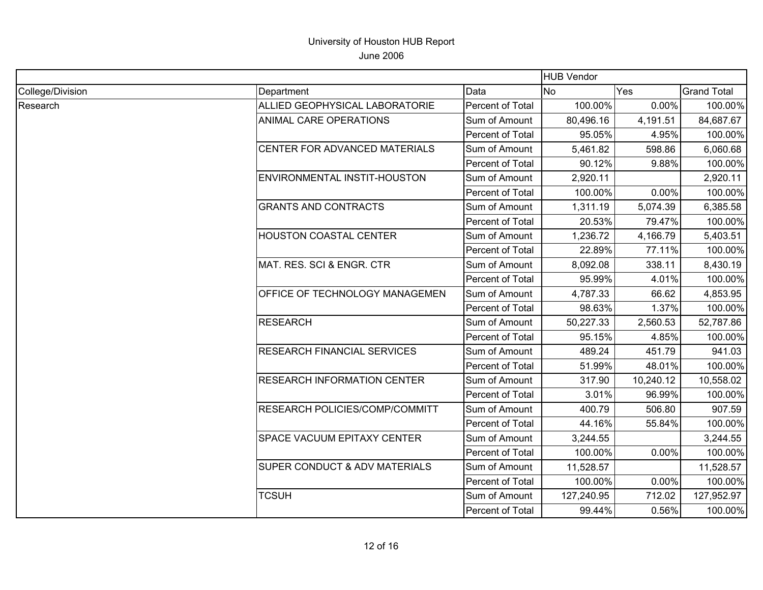# University of Houston HUB Report

June 2006

| | | | HUB Vendor | | |
|---|---|---|---|---|---|
| College/Division | Department | Data | No | Yes | Grand Total |
| Research | ALLIED GEOPHYSICAL LABORATORIE | Percent of Total | 100.00% | 0.00% | 100.00% |
| | ANIMAL CARE OPERATIONS | Sum of Amount | 80,496.16 | 4,191.51 | 84,687.67 |
| | | Percent of Total | 95.05% | 4.95% | 100.00% |
| | CENTER FOR ADVANCED MATERIALS | Sum of Amount | 5,461.82 | 598.86 | 6,060.68 |
| | | Percent of Total | 90.12% | 9.88% | 100.00% |
| | ENVIRONMENTAL INSTIT-HOUSTON | Sum of Amount | 2,920.11 | | 2,920.11 |
| | | Percent of Total | 100.00% | 0.00% | 100.00% |
| | GRANTS AND CONTRACTS | Sum of Amount | 1,311.19 | 5,074.39 | 6,385.58 |
| | | Percent of Total | 20.53% | 79.47% | 100.00% |
| | HOUSTON COASTAL CENTER | Sum of Amount | 1,236.72 | 4,166.79 | 5,403.51 |
| | | Percent of Total | 22.89% | 77.11% | 100.00% |
| | MAT. RES. SCI & ENGR. CTR | Sum of Amount | 8,092.08 | 338.11 | 8,430.19 |
| | | Percent of Total | 95.99% | 4.01% | 100.00% |
| | OFFICE OF TECHNOLOGY MANAGEMEN | Sum of Amount | 4,787.33 | 66.62 | 4,853.95 |
| | | Percent of Total | 98.63% | 1.37% | 100.00% |
| | RESEARCH | Sum of Amount | 50,227.33 | 2,560.53 | 52,787.86 |
| | | Percent of Total | 95.15% | 4.85% | 100.00% |
| | RESEARCH FINANCIAL SERVICES | Sum of Amount | 489.24 | 451.79 | 941.03 |
| | | Percent of Total | 51.99% | 48.01% | 100.00% |
| | RESEARCH INFORMATION CENTER | Sum of Amount | 317.90 | 10,240.12 | 10,558.02 |
| | | Percent of Total | 3.01% | 96.99% | 100.00% |
| | RESEARCH POLICIES/COMP/COMMITT | Sum of Amount | 400.79 | 506.80 | 907.59 |
| | | Percent of Total | 44.16% | 55.84% | 100.00% |
| | SPACE VACUUM EPITAXY CENTER | Sum of Amount | 3,244.55 | | 3,244.55 |
| | | Percent of Total | 100.00% | 0.00% | 100.00% |
| | SUPER CONDUCT & ADV MATERIALS | Sum of Amount | 11,528.57 | | 11,528.57 |
| | | Percent of Total | 100.00% | 0.00% | 100.00% |
| | TCSUH | Sum of Amount | 127,240.95 | 712.02 | 127,952.97 |
| | | Percent of Total | 99.44% | 0.56% | 100.00% |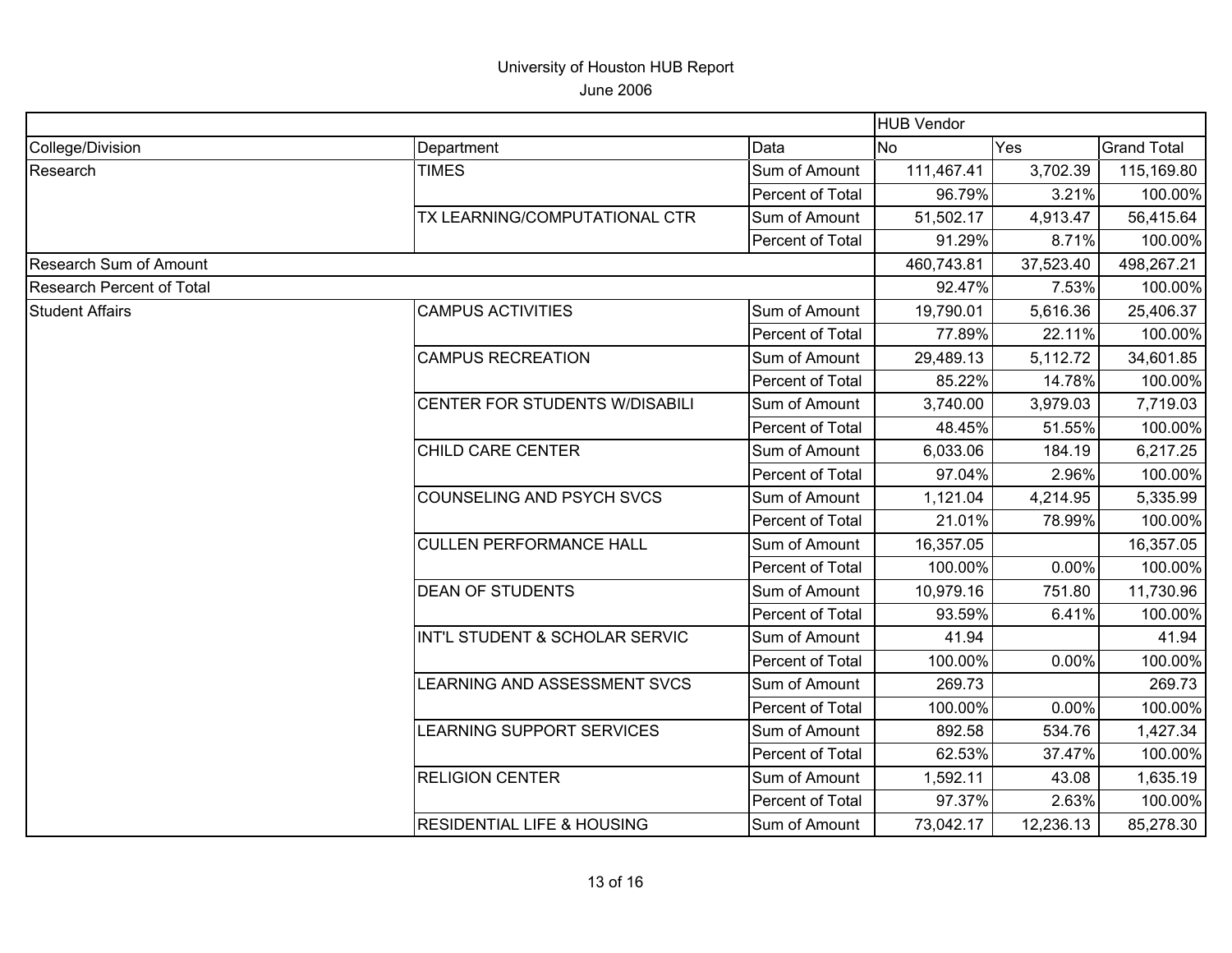# University of Houston HUB Report

June 2006

| | | | HUB Vendor | | |
|---|---|---|---|---|---|
| College/Division | Department | Data | No | Yes | Grand Total |
| Research | TIMES | Sum of Amount | 111,467.41 | 3,702.39 | 115,169.80 |
| | | Percent of Total | 96.79% | 3.21% | 100.00% |
| | TX LEARNING/COMPUTATIONAL CTR | Sum of Amount | 51,502.17 | 4,913.47 | 56,415.64 |
| | | Percent of Total | 91.29% | 8.71% | 100.00% |
| Research Sum of Amount | | | 460,743.81 | 37,523.40 | 498,267.21 |
| Research Percent of Total | | | 92.47% | 7.53% | 100.00% |
| Student Affairs | CAMPUS ACTIVITIES | Sum of Amount | 19,790.01 | 5,616.36 | 25,406.37 |
| | | Percent of Total | 77.89% | 22.11% | 100.00% |
| | CAMPUS RECREATION | Sum of Amount | 29,489.13 | 5,112.72 | 34,601.85 |
| | | Percent of Total | 85.22% | 14.78% | 100.00% |
| | CENTER FOR STUDENTS W/DISABILI | Sum of Amount | 3,740.00 | 3,979.03 | 7,719.03 |
| | | Percent of Total | 48.45% | 51.55% | 100.00% |
| | CHILD CARE CENTER | Sum of Amount | 6,033.06 | 184.19 | 6,217.25 |
| | | Percent of Total | 97.04% | 2.96% | 100.00% |
| | COUNSELING AND PSYCH SVCS | Sum of Amount | 1,121.04 | 4,214.95 | 5,335.99 |
| | | Percent of Total | 21.01% | 78.99% | 100.00% |
| | CULLEN PERFORMANCE HALL | Sum of Amount | 16,357.05 | | 16,357.05 |
| | | Percent of Total | 100.00% | 0.00% | 100.00% |
| | DEAN OF STUDENTS | Sum of Amount | 10,979.16 | 751.80 | 11,730.96 |
| | | Percent of Total | 93.59% | 6.41% | 100.00% |
| | INT'L STUDENT & SCHOLAR SERVIC | Sum of Amount | 41.94 | | 41.94 |
| | | Percent of Total | 100.00% | 0.00% | 100.00% |
| | LEARNING AND ASSESSMENT SVCS | Sum of Amount | 269.73 | | 269.73 |
| | | Percent of Total | 100.00% | 0.00% | 100.00% |
| | LEARNING SUPPORT SERVICES | Sum of Amount | 892.58 | 534.76 | 1,427.34 |
| | | Percent of Total | 62.53% | 37.47% | 100.00% |
| | RELIGION CENTER | Sum of Amount | 1,592.11 | 43.08 | 1,635.19 |
| | | Percent of Total | 97.37% | 2.63% | 100.00% |
| | RESIDENTIAL LIFE & HOUSING | Sum of Amount | 73,042.17 | 12,236.13 | 85,278.30 |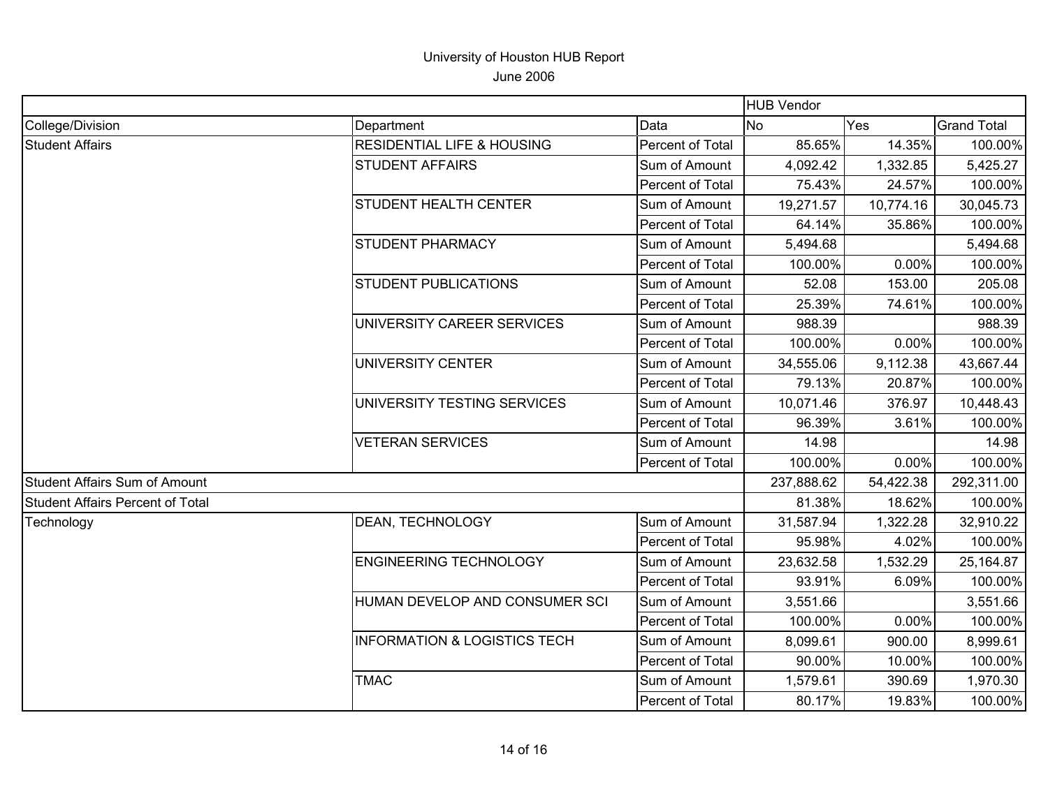University of Houston HUB Report

June 2006

| | | | HUB Vendor | | |
|---|---|---|---|---|---|
| College/Division | Department | Data | No | Yes | Grand Total |
| Student Affairs | RESIDENTIAL LIFE & HOUSING | Percent of Total | 85.65% | 14.35% | 100.00% |
| | STUDENT AFFAIRS | Sum of Amount | 4,092.42 | 1,332.85 | 5,425.27 |
| | | Percent of Total | 75.43% | 24.57% | 100.00% |
| | STUDENT HEALTH CENTER | Sum of Amount | 19,271.57 | 10,774.16 | 30,045.73 |
| | | Percent of Total | 64.14% | 35.86% | 100.00% |
| | STUDENT PHARMACY | Sum of Amount | 5,494.68 | | 5,494.68 |
| | | Percent of Total | 100.00% | 0.00% | 100.00% |
| | STUDENT PUBLICATIONS | Sum of Amount | 52.08 | 153.00 | 205.08 |
| | | Percent of Total | 25.39% | 74.61% | 100.00% |
| | UNIVERSITY CAREER SERVICES | Sum of Amount | 988.39 | | 988.39 |
| | | Percent of Total | 100.00% | 0.00% | 100.00% |
| | UNIVERSITY CENTER | Sum of Amount | 34,555.06 | 9,112.38 | 43,667.44 |
| | | Percent of Total | 79.13% | 20.87% | 100.00% |
| | UNIVERSITY TESTING SERVICES | Sum of Amount | 10,071.46 | 376.97 | 10,448.43 |
| | | Percent of Total | 96.39% | 3.61% | 100.00% |
| | VETERAN SERVICES | Sum of Amount | 14.98 | | 14.98 |
| | | Percent of Total | 100.00% | 0.00% | 100.00% |
| Student Affairs Sum of Amount | | | 237,888.62 | 54,422.38 | 292,311.00 |
| Student Affairs Percent of Total | | | 81.38% | 18.62% | 100.00% |
| Technology | DEAN, TECHNOLOGY | Sum of Amount | 31,587.94 | 1,322.28 | 32,910.22 |
| | | Percent of Total | 95.98% | 4.02% | 100.00% |
| | ENGINEERING TECHNOLOGY | Sum of Amount | 23,632.58 | 1,532.29 | 25,164.87 |
| | | Percent of Total | 93.91% | 6.09% | 100.00% |
| | HUMAN DEVELOP AND CONSUMER SCI | Sum of Amount | 3,551.66 | | 3,551.66 |
| | | Percent of Total | 100.00% | 0.00% | 100.00% |
| | INFORMATION & LOGISTICS TECH | Sum of Amount | 8,099.61 | 900.00 | 8,999.61 |
| | | Percent of Total | 90.00% | 10.00% | 100.00% |
| | TMAC | Sum of Amount | 1,579.61 | 390.69 | 1,970.30 |
| | | Percent of Total | 80.17% | 19.83% | 100.00% |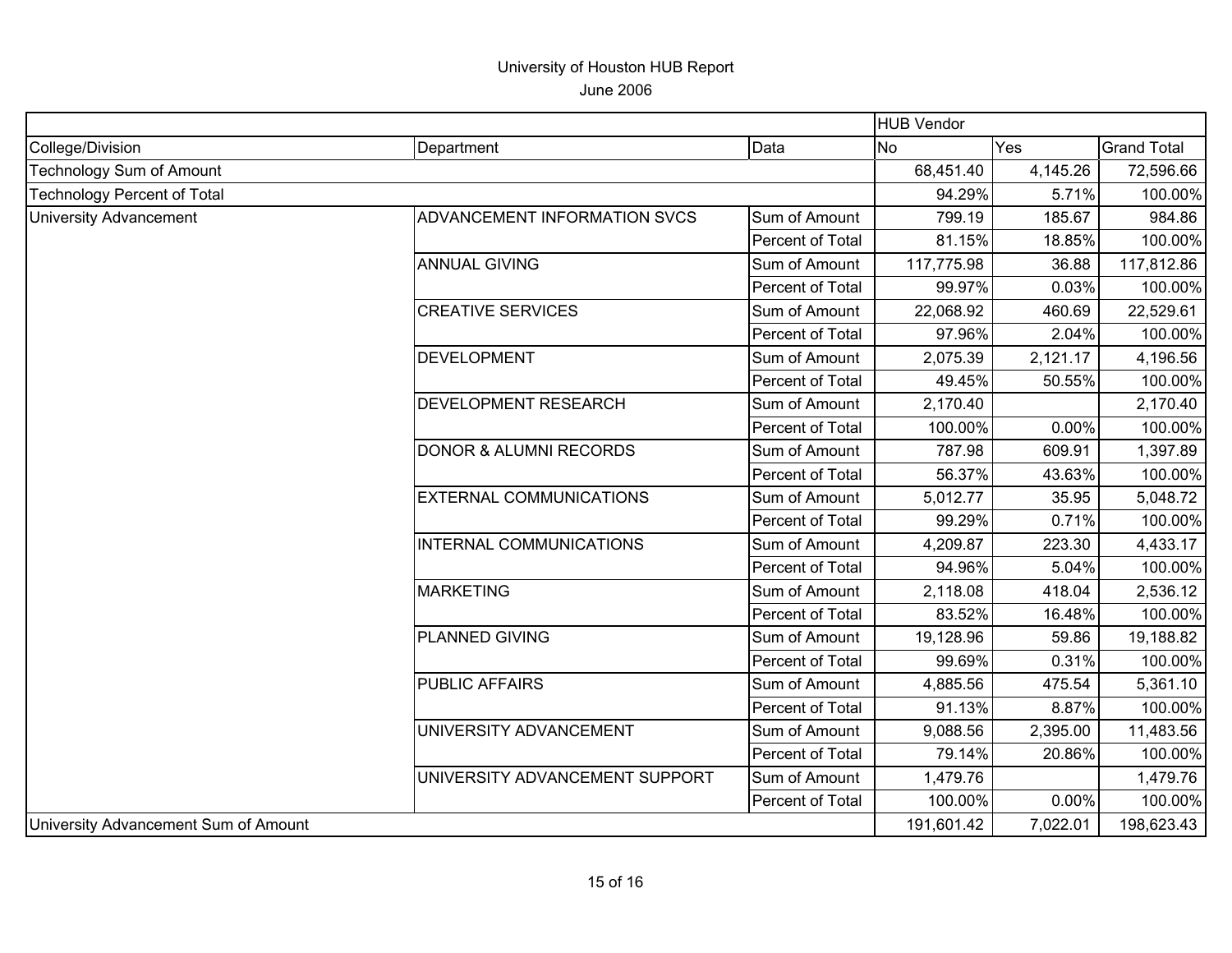# University of Houston HUB Report

June 2006

| | | | HUB Vendor | | |
|---|---|---|---|---|---|
| College/Division | Department | Data | No | Yes | Grand Total |
| Technology Sum of Amount | | | 68,451.40 | 4,145.26 | 72,596.66 |
| Technology Percent of Total | | | 94.29% | 5.71% | 100.00% |
| University Advancement | ADVANCEMENT INFORMATION SVCS | Sum of Amount | 799.19 | 185.67 | 984.86 |
| | | Percent of Total | 81.15% | 18.85% | 100.00% |
| | ANNUAL GIVING | Sum of Amount | 117,775.98 | 36.88 | 117,812.86 |
| | | Percent of Total | 99.97% | 0.03% | 100.00% |
| | CREATIVE SERVICES | Sum of Amount | 22,068.92 | 460.69 | 22,529.61 |
| | | Percent of Total | 97.96% | 2.04% | 100.00% |
| | DEVELOPMENT | Sum of Amount | 2,075.39 | 2,121.17 | 4,196.56 |
| | | Percent of Total | 49.45% | 50.55% | 100.00% |
| | DEVELOPMENT RESEARCH | Sum of Amount | 2,170.40 | | 2,170.40 |
| | | Percent of Total | 100.00% | 0.00% | 100.00% |
| | DONOR & ALUMNI RECORDS | Sum of Amount | 787.98 | 609.91 | 1,397.89 |
| | | Percent of Total | 56.37% | 43.63% | 100.00% |
| | EXTERNAL COMMUNICATIONS | Sum of Amount | 5,012.77 | 35.95 | 5,048.72 |
| | | Percent of Total | 99.29% | 0.71% | 100.00% |
| | INTERNAL COMMUNICATIONS | Sum of Amount | 4,209.87 | 223.30 | 4,433.17 |
| | | Percent of Total | 94.96% | 5.04% | 100.00% |
| | MARKETING | Sum of Amount | 2,118.08 | 418.04 | 2,536.12 |
| | | Percent of Total | 83.52% | 16.48% | 100.00% |
| | PLANNED GIVING | Sum of Amount | 19,128.96 | 59.86 | 19,188.82 |
| | | Percent of Total | 99.69% | 0.31% | 100.00% |
| | PUBLIC AFFAIRS | Sum of Amount | 4,885.56 | 475.54 | 5,361.10 |
| | | Percent of Total | 91.13% | 8.87% | 100.00% |
| | UNIVERSITY ADVANCEMENT | Sum of Amount | 9,088.56 | 2,395.00 | 11,483.56 |
| | | Percent of Total | 79.14% | 20.86% | 100.00% |
| | UNIVERSITY ADVANCEMENT SUPPORT | Sum of Amount | 1,479.76 | | 1,479.76 |
| | | Percent of Total | 100.00% | 0.00% | 100.00% |
| University Advancement Sum of Amount | | | 191,601.42 | 7,022.01 | 198,623.43 |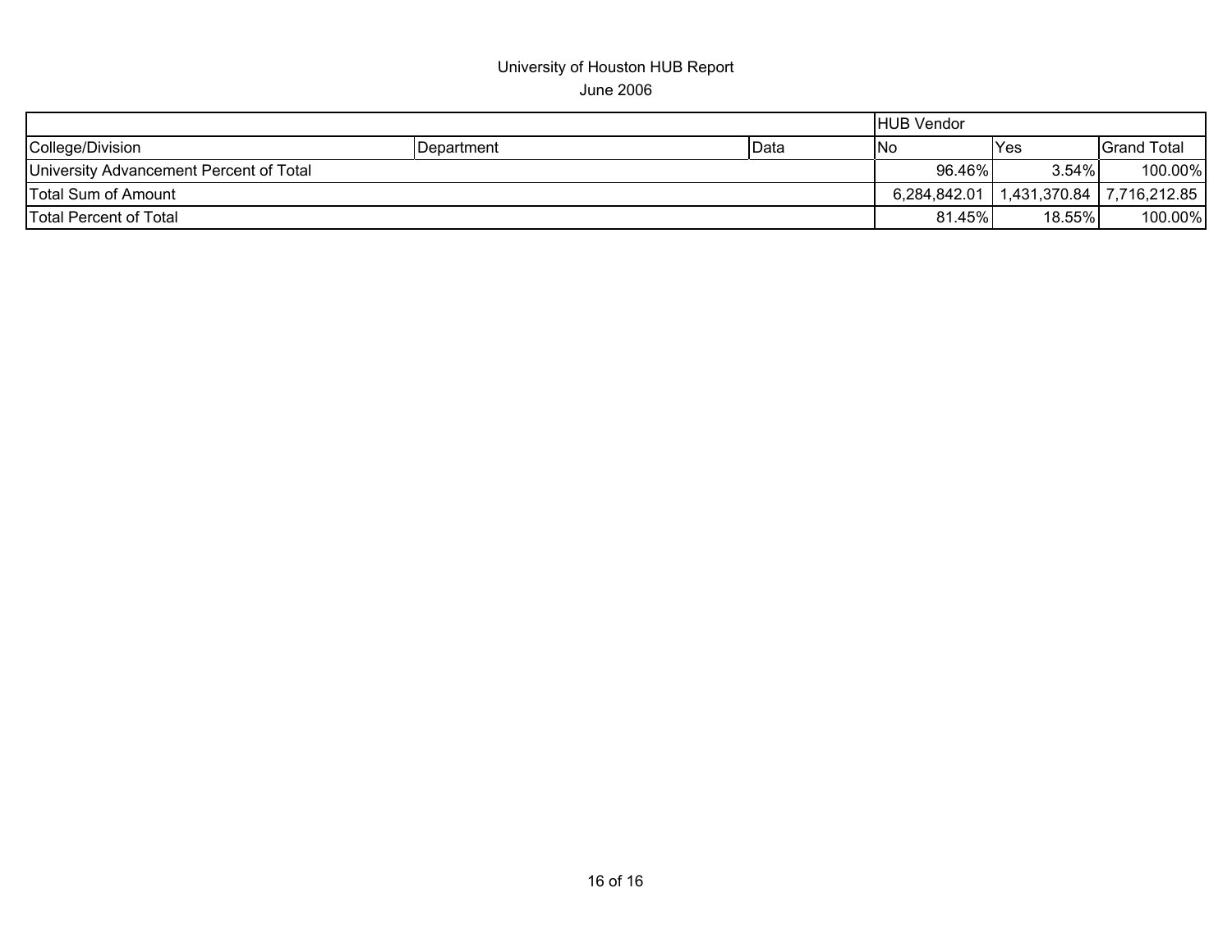University of Houston HUB Report

June 2006

| | | | HUB Vendor | | |
|---|---|---|---|---|---|
| College/Division | Department | Data | No | Yes | Grand Total |
| University Advancement Percent of Total | | | 96.46% | 3.54% | 100.00% |
| Total Sum of Amount | | | 6,284,842.01 | 1,431,370.84 | 7,716,212.85 |
| Total Percent of Total | | | 81.45% | 18.55% | 100.00% |